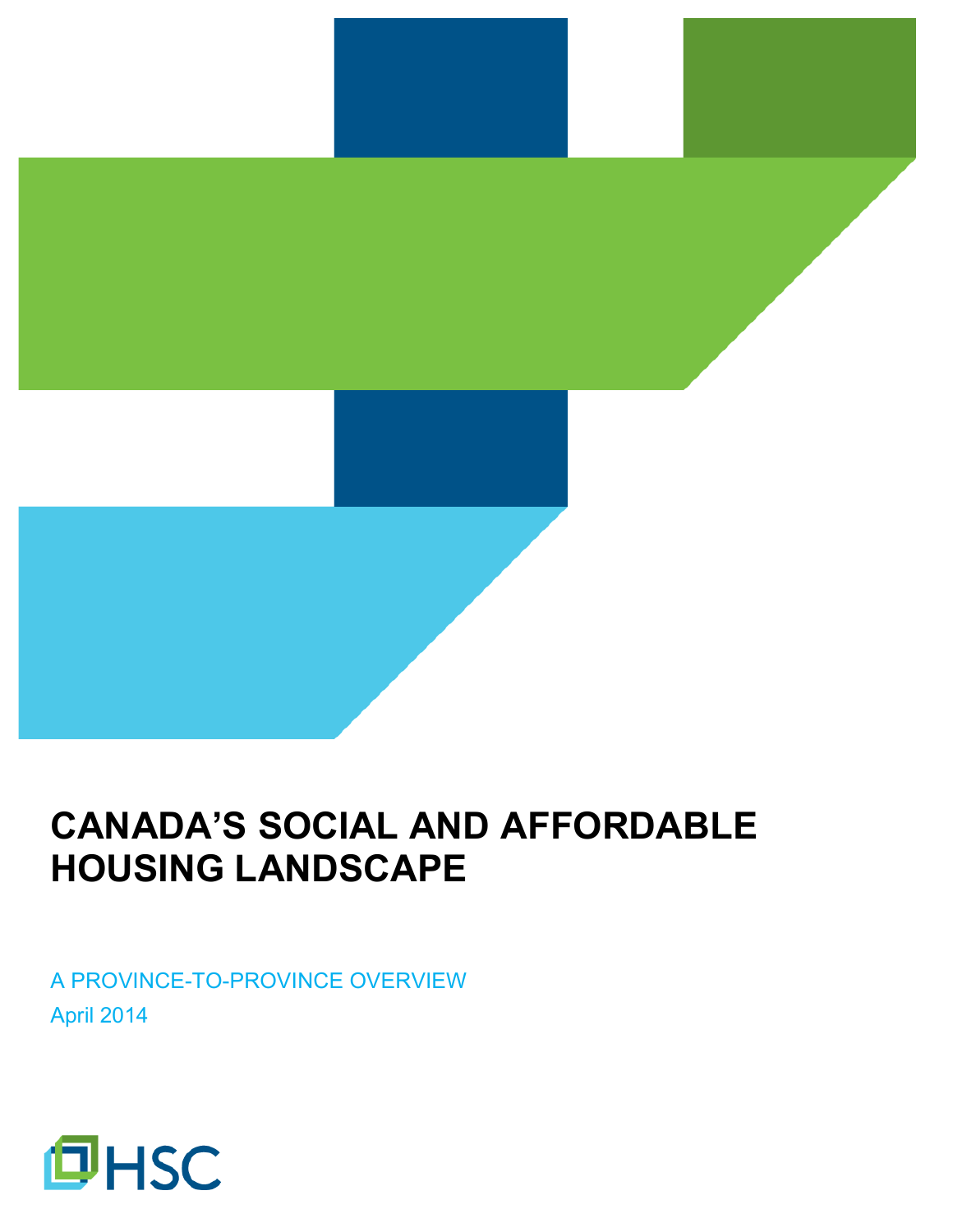# CANADA'S SOCIAL AND AFFORDABLE HOUSING LANDSCAPE

A PROVINCE-TO-PROVINCE OVERVIEW

April 2014

HSC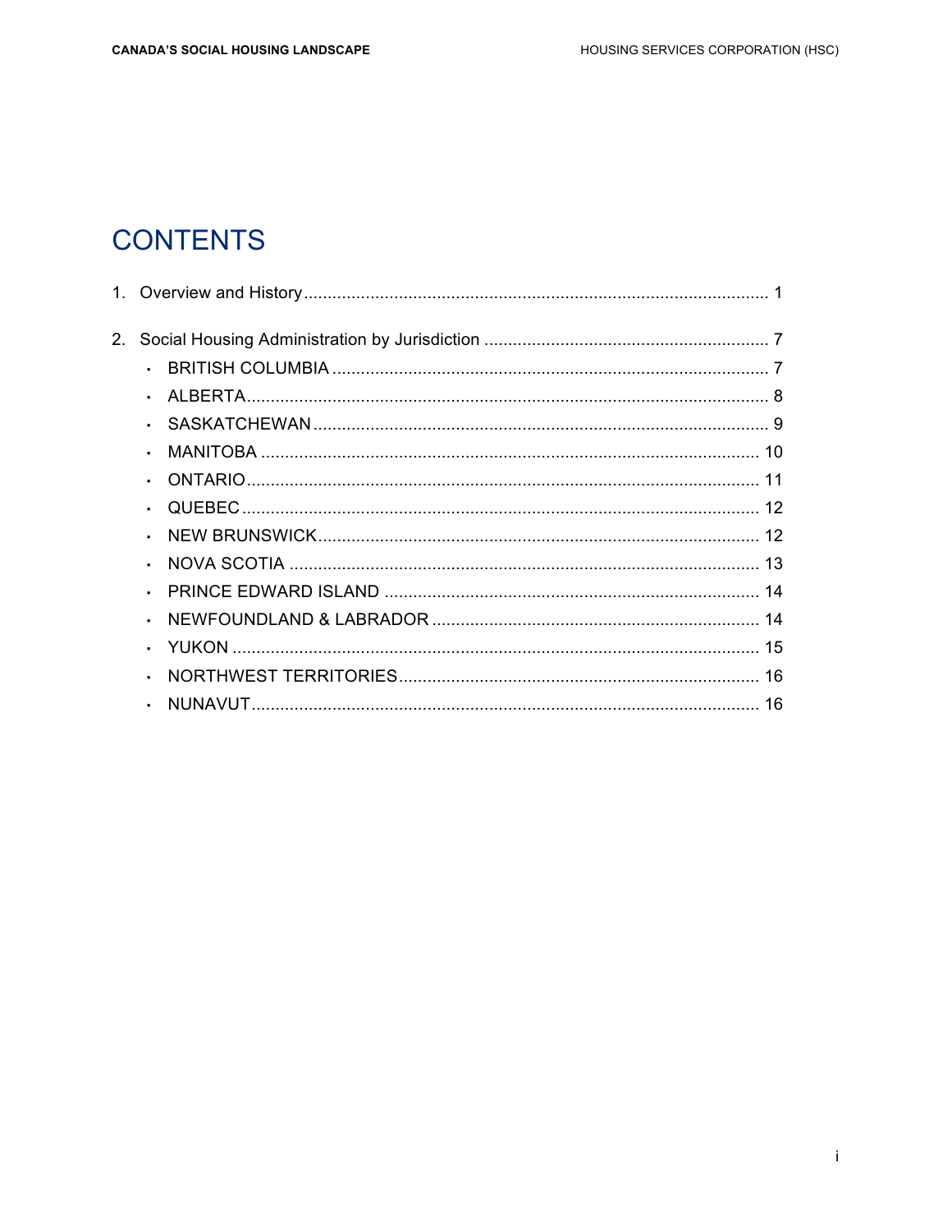# CONTENTS

1. Overview and History ........................................................................................ 1

2. Social Housing Administration by Jurisdiction ........................................................ 7
   - BRITISH COLUMBIA ........................................................................................ 7
   - ALBERTA ........................................................................................................ 8
   - SASKATCHEWAN ............................................................................................. 9
   - MANITOBA ..................................................................................................... 10
   - ONTARIO ....................................................................................................... 11
   - QUEBEC ........................................................................................................ 12
   - NEW BRUNSWICK .......................................................................................... 12
   - NOVA SCOTIA ............................................................................................... 13
   - PRINCE EDWARD ISLAND ............................................................................. 14
   - NEWFOUNDLAND & LABRADOR .................................................................... 14
   - YUKON .......................................................................................................... 15
   - NORTHWEST TERRITORIES ........................................................................... 16
   - NUNAVUT ...................................................................................................... 16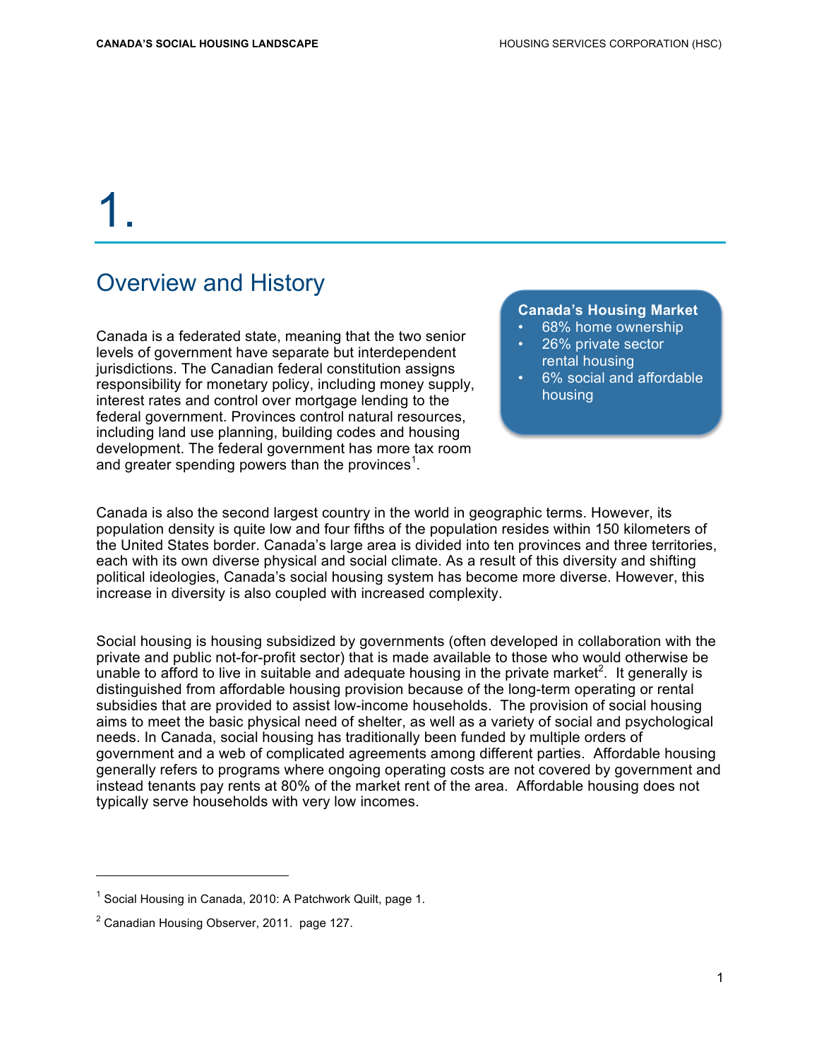# 1.

## Overview and History

Canada is a federated state, meaning that the two senior levels of government have separate but interdependent jurisdictions. The Canadian federal constitution assigns responsibility for monetary policy, including money supply, interest rates and control over mortgage lending to the federal government. Provinces control natural resources, including land use planning, building codes and housing development. The federal government has more tax room and greater spending powers than the provinces[1].

**Canada's Housing Market**

- 68% home ownership
- 26% private sector rental housing
- 6% social and affordable housing

Canada is also the second largest country in the world in geographic terms. However, its population density is quite low and four fifths of the population resides within 150 kilometers of the United States border. Canada's large area is divided into ten provinces and three territories, each with its own diverse physical and social climate. As a result of this diversity and shifting political ideologies, Canada's social housing system has become more diverse. However, this increase in diversity is also coupled with increased complexity.

Social housing is housing subsidized by governments (often developed in collaboration with the private and public not-for-profit sector) that is made available to those who would otherwise be unable to afford to live in suitable and adequate housing in the private market[2]. It generally is distinguished from affordable housing provision because of the long-term operating or rental subsidies that are provided to assist low-income households. The provision of social housing aims to meet the basic physical need of shelter, as well as a variety of social and psychological needs. In Canada, social housing has traditionally been funded by multiple orders of government and a web of complicated agreements among different parties. Affordable housing generally refers to programs where ongoing operating costs are not covered by government and instead tenants pay rents at 80% of the market rent of the area. Affordable housing does not typically serve households with very low incomes.

---

[1] Social Housing in Canada, 2010: A Patchwork Quilt, page 1.

[2] Canadian Housing Observer, 2011. page 127.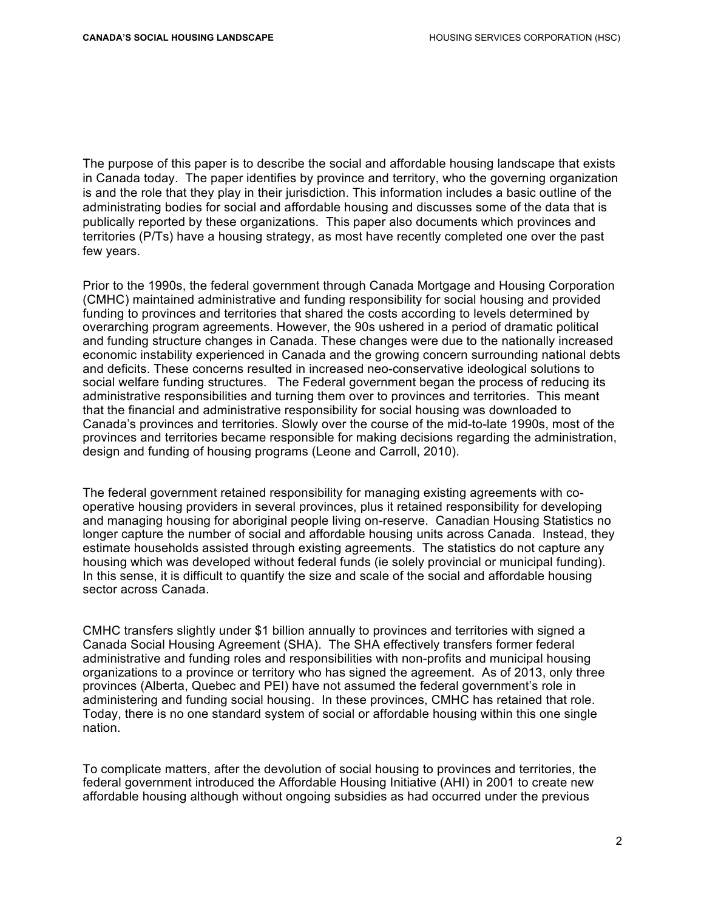The purpose of this paper is to describe the social and affordable housing landscape that exists in Canada today. The paper identifies by province and territory, who the governing organization is and the role that they play in their jurisdiction. This information includes a basic outline of the administrating bodies for social and affordable housing and discusses some of the data that is publically reported by these organizations. This paper also documents which provinces and territories (P/Ts) have a housing strategy, as most have recently completed one over the past few years.

Prior to the 1990s, the federal government through Canada Mortgage and Housing Corporation (CMHC) maintained administrative and funding responsibility for social housing and provided funding to provinces and territories that shared the costs according to levels determined by overarching program agreements. However, the 90s ushered in a period of dramatic political and funding structure changes in Canada. These changes were due to the nationally increased economic instability experienced in Canada and the growing concern surrounding national debts and deficits. These concerns resulted in increased neo-conservative ideological solutions to social welfare funding structures. The Federal government began the process of reducing its administrative responsibilities and turning them over to provinces and territories. This meant that the financial and administrative responsibility for social housing was downloaded to Canada's provinces and territories. Slowly over the course of the mid-to-late 1990s, most of the provinces and territories became responsible for making decisions regarding the administration, design and funding of housing programs (Leone and Carroll, 2010).

The federal government retained responsibility for managing existing agreements with co-operative housing providers in several provinces, plus it retained responsibility for developing and managing housing for aboriginal people living on-reserve. Canadian Housing Statistics no longer capture the number of social and affordable housing units across Canada. Instead, they estimate households assisted through existing agreements. The statistics do not capture any housing which was developed without federal funds (ie solely provincial or municipal funding). In this sense, it is difficult to quantify the size and scale of the social and affordable housing sector across Canada.

CMHC transfers slightly under $1 billion annually to provinces and territories with signed a Canada Social Housing Agreement (SHA). The SHA effectively transfers former federal administrative and funding roles and responsibilities with non-profits and municipal housing organizations to a province or territory who has signed the agreement. As of 2013, only three provinces (Alberta, Quebec and PEI) have not assumed the federal government's role in administering and funding social housing. In these provinces, CMHC has retained that role. Today, there is no one standard system of social or affordable housing within this one single nation.

To complicate matters, after the devolution of social housing to provinces and territories, the federal government introduced the Affordable Housing Initiative (AHI) in 2001 to create new affordable housing although without ongoing subsidies as had occurred under the previous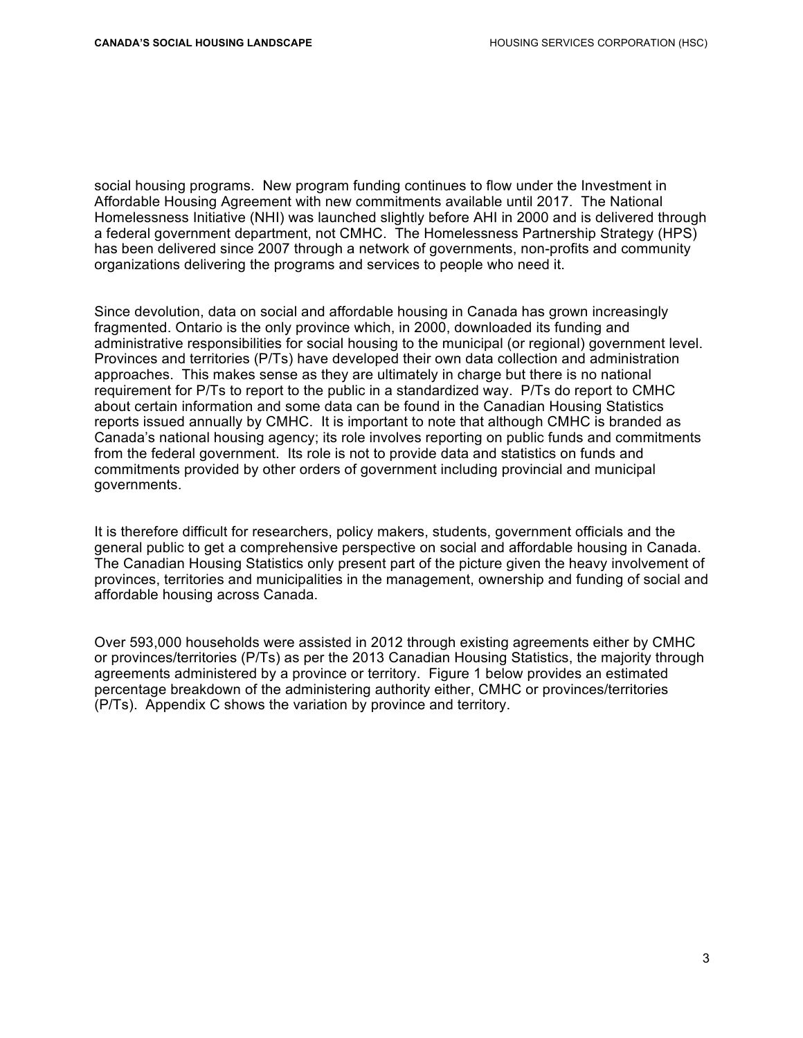social housing programs. New program funding continues to flow under the Investment in Affordable Housing Agreement with new commitments available until 2017. The National Homelessness Initiative (NHI) was launched slightly before AHI in 2000 and is delivered through a federal government department, not CMHC. The Homelessness Partnership Strategy (HPS) has been delivered since 2007 through a network of governments, non-profits and community organizations delivering the programs and services to people who need it.

Since devolution, data on social and affordable housing in Canada has grown increasingly fragmented. Ontario is the only province which, in 2000, downloaded its funding and administrative responsibilities for social housing to the municipal (or regional) government level. Provinces and territories (P/Ts) have developed their own data collection and administration approaches. This makes sense as they are ultimately in charge but there is no national requirement for P/Ts to report to the public in a standardized way. P/Ts do report to CMHC about certain information and some data can be found in the Canadian Housing Statistics reports issued annually by CMHC. It is important to note that although CMHC is branded as Canada's national housing agency; its role involves reporting on public funds and commitments from the federal government. Its role is not to provide data and statistics on funds and commitments provided by other orders of government including provincial and municipal governments.

It is therefore difficult for researchers, policy makers, students, government officials and the general public to get a comprehensive perspective on social and affordable housing in Canada. The Canadian Housing Statistics only present part of the picture given the heavy involvement of provinces, territories and municipalities in the management, ownership and funding of social and affordable housing across Canada.

Over 593,000 households were assisted in 2012 through existing agreements either by CMHC or provinces/territories (P/Ts) as per the 2013 Canadian Housing Statistics, the majority through agreements administered by a province or territory. Figure 1 below provides an estimated percentage breakdown of the administering authority either, CMHC or provinces/territories (P/Ts). Appendix C shows the variation by province and territory.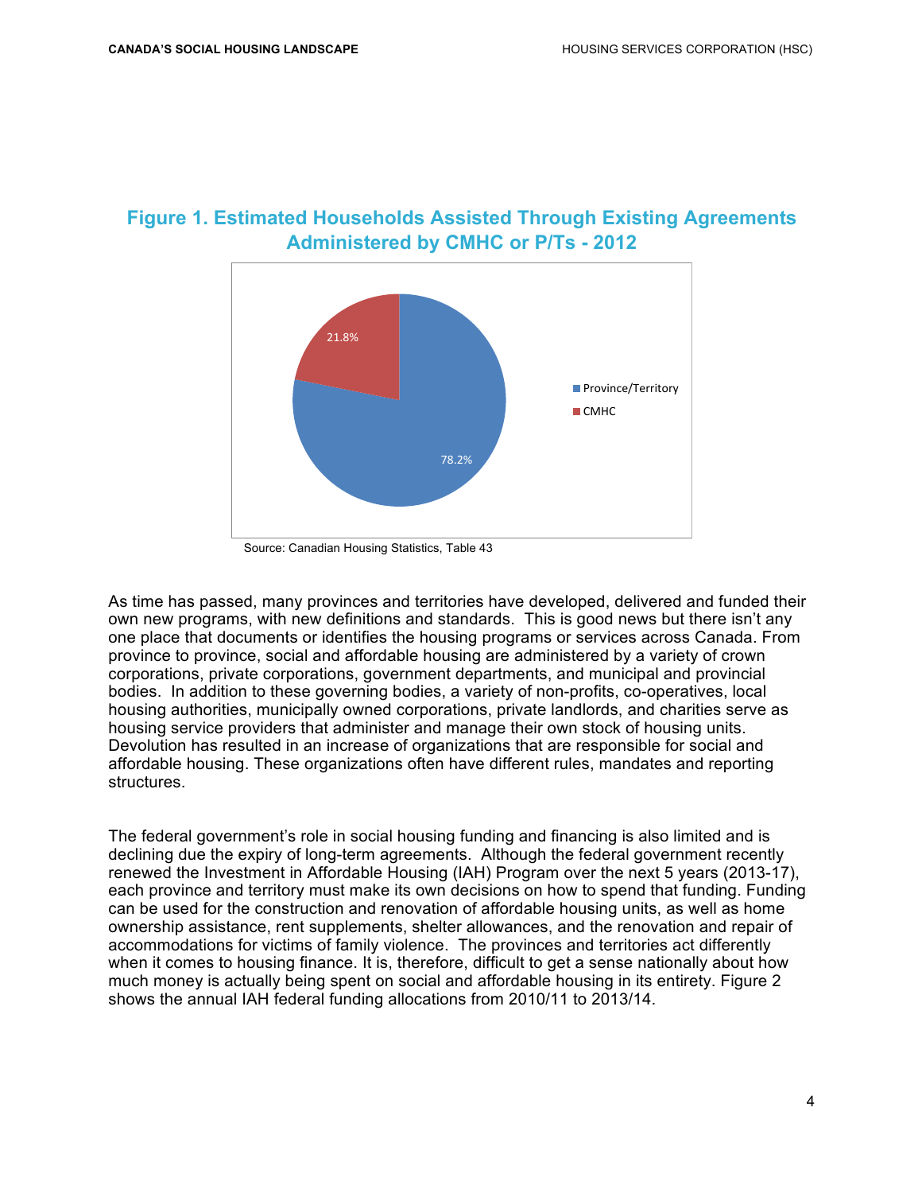**Figure 1. Estimated Households Assisted Through Existing Agreements Administered by CMHC or P/Ts - 2012**

Province/Territory 78.2%

CMHC 21.8%

Source: Canadian Housing Statistics, Table 43

As time has passed, many provinces and territories have developed, delivered and funded their own new programs, with new definitions and standards. This is good news but there isn't any one place that documents or identifies the housing programs or services across Canada. From province to province, social and affordable housing are administered by a variety of crown corporations, private corporations, government departments, and municipal and provincial bodies. In addition to these governing bodies, a variety of non-profits, co-operatives, local housing authorities, municipally owned corporations, private landlords, and charities serve as housing service providers that administer and manage their own stock of housing units. Devolution has resulted in an increase of organizations that are responsible for social and affordable housing. These organizations often have different rules, mandates and reporting structures.

The federal government's role in social housing funding and financing is also limited and is declining due the expiry of long-term agreements. Although the federal government recently renewed the Investment in Affordable Housing (IAH) Program over the next 5 years (2013-17), each province and territory must make its own decisions on how to spend that funding. Funding can be used for the construction and renovation of affordable housing units, as well as home ownership assistance, rent supplements, shelter allowances, and the renovation and repair of accommodations for victims of family violence. The provinces and territories act differently when it comes to housing finance. It is, therefore, difficult to get a sense nationally about how much money is actually being spent on social and affordable housing in its entirety. Figure 2 shows the annual IAH federal funding allocations from 2010/11 to 2013/14.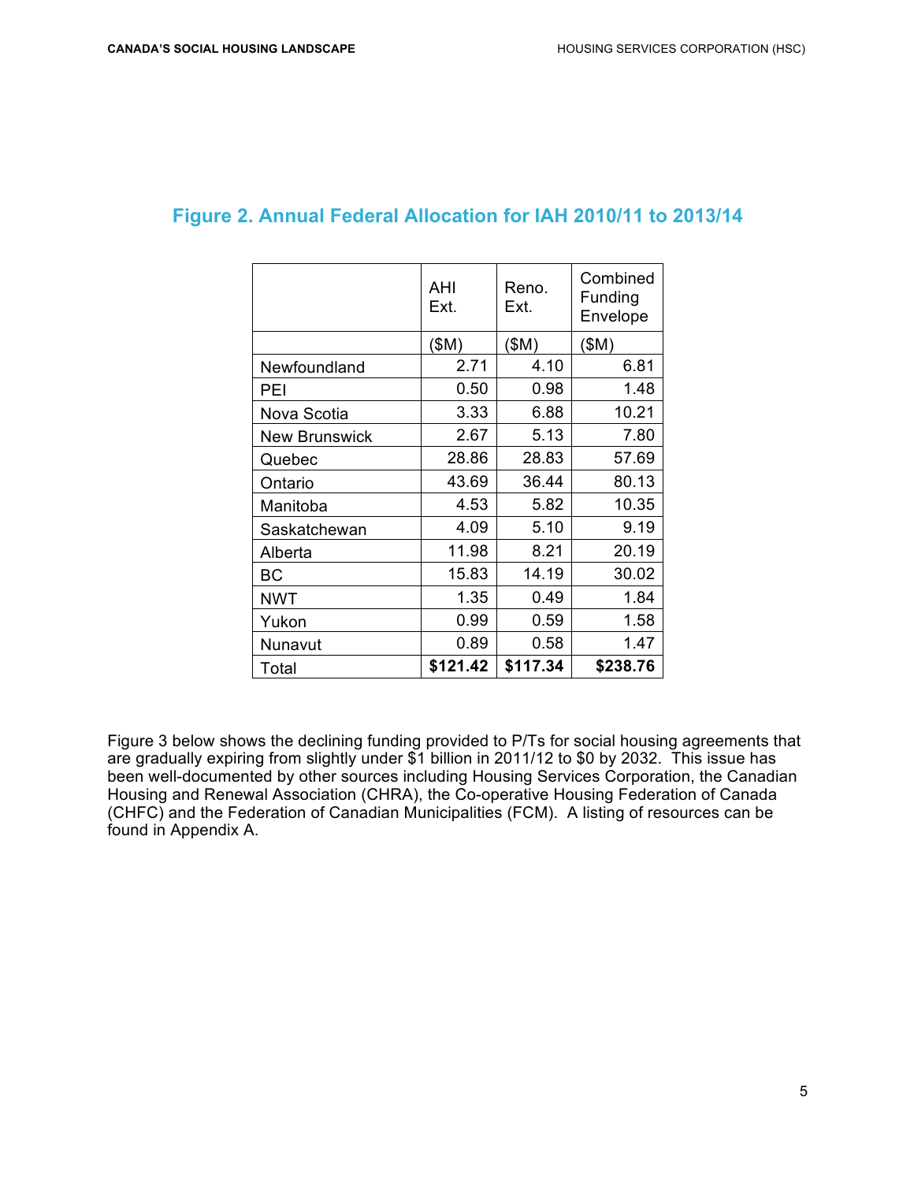## Figure 2. Annual Federal Allocation for IAH 2010/11 to 2013/14

| | AHI Ext. | Reno. Ext. | Combined Funding Envelope |
|---|---|---|---|
| | ($M) | ($M) | ($M) |
| Newfoundland | 2.71 | 4.10 | 6.81 |
| PEI | 0.50 | 0.98 | 1.48 |
| Nova Scotia | 3.33 | 6.88 | 10.21 |
| New Brunswick | 2.67 | 5.13 | 7.80 |
| Quebec | 28.86 | 28.83 | 57.69 |
| Ontario | 43.69 | 36.44 | 80.13 |
| Manitoba | 4.53 | 5.82 | 10.35 |
| Saskatchewan | 4.09 | 5.10 | 9.19 |
| Alberta | 11.98 | 8.21 | 20.19 |
| BC | 15.83 | 14.19 | 30.02 |
| NWT | 1.35 | 0.49 | 1.84 |
| Yukon | 0.99 | 0.59 | 1.58 |
| Nunavut | 0.89 | 0.58 | 1.47 |
| Total | **$121.42** | **$117.34** | **$238.76** |

Figure 3 below shows the declining funding provided to P/Ts for social housing agreements that are gradually expiring from slightly under $1 billion in 2011/12 to $0 by 2032. This issue has been well-documented by other sources including Housing Services Corporation, the Canadian Housing and Renewal Association (CHRA), the Co-operative Housing Federation of Canada (CHFC) and the Federation of Canadian Municipalities (FCM). A listing of resources can be found in Appendix A.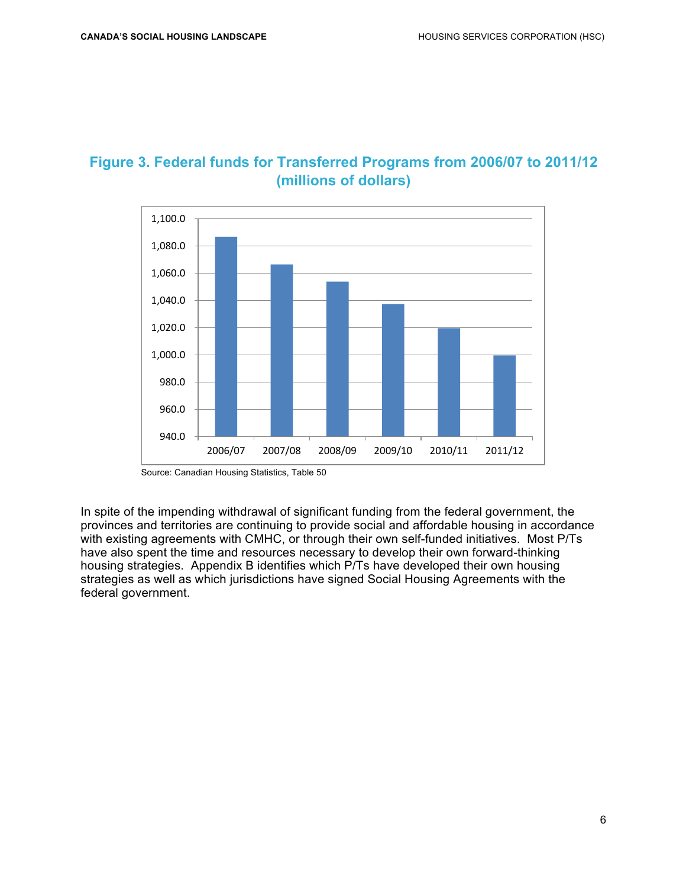## Figure 3. Federal funds for Transferred Programs from 2006/07 to 2011/12 (millions of dollars)

Source: Canadian Housing Statistics, Table 50

In spite of the impending withdrawal of significant funding from the federal government, the provinces and territories are continuing to provide social and affordable housing in accordance with existing agreements with CMHC, or through their own self-funded initiatives. Most P/Ts have also spent the time and resources necessary to develop their own forward-thinking housing strategies. Appendix B identifies which P/Ts have developed their own housing strategies as well as which jurisdictions have signed Social Housing Agreements with the federal government.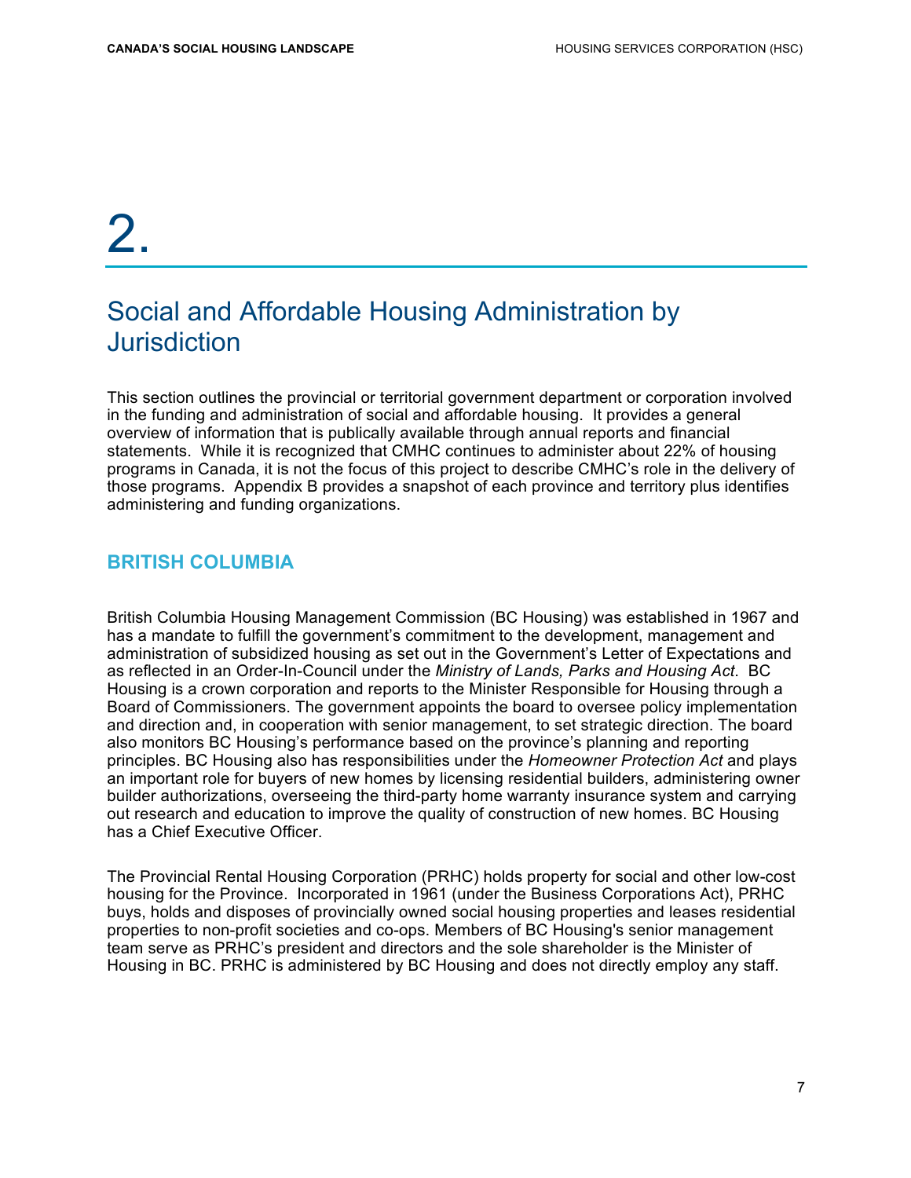# 2.

## Social and Affordable Housing Administration by Jurisdiction

This section outlines the provincial or territorial government department or corporation involved in the funding and administration of social and affordable housing. It provides a general overview of information that is publically available through annual reports and financial statements. While it is recognized that CMHC continues to administer about 22% of housing programs in Canada, it is not the focus of this project to describe CMHC's role in the delivery of those programs. Appendix B provides a snapshot of each province and territory plus identifies administering and funding organizations.

### BRITISH COLUMBIA

British Columbia Housing Management Commission (BC Housing) was established in 1967 and has a mandate to fulfill the government's commitment to the development, management and administration of subsidized housing as set out in the Government's Letter of Expectations and as reflected in an Order-In-Council under the *Ministry of Lands, Parks and Housing Act*. BC Housing is a crown corporation and reports to the Minister Responsible for Housing through a Board of Commissioners. The government appoints the board to oversee policy implementation and direction and, in cooperation with senior management, to set strategic direction. The board also monitors BC Housing's performance based on the province's planning and reporting principles. BC Housing also has responsibilities under the *Homeowner Protection Act* and plays an important role for buyers of new homes by licensing residential builders, administering owner builder authorizations, overseeing the third-party home warranty insurance system and carrying out research and education to improve the quality of construction of new homes. BC Housing has a Chief Executive Officer.

The Provincial Rental Housing Corporation (PRHC) holds property for social and other low-cost housing for the Province. Incorporated in 1961 (under the Business Corporations Act), PRHC buys, holds and disposes of provincially owned social housing properties and leases residential properties to non-profit societies and co-ops. Members of BC Housing's senior management team serve as PRHC's president and directors and the sole shareholder is the Minister of Housing in BC. PRHC is administered by BC Housing and does not directly employ any staff.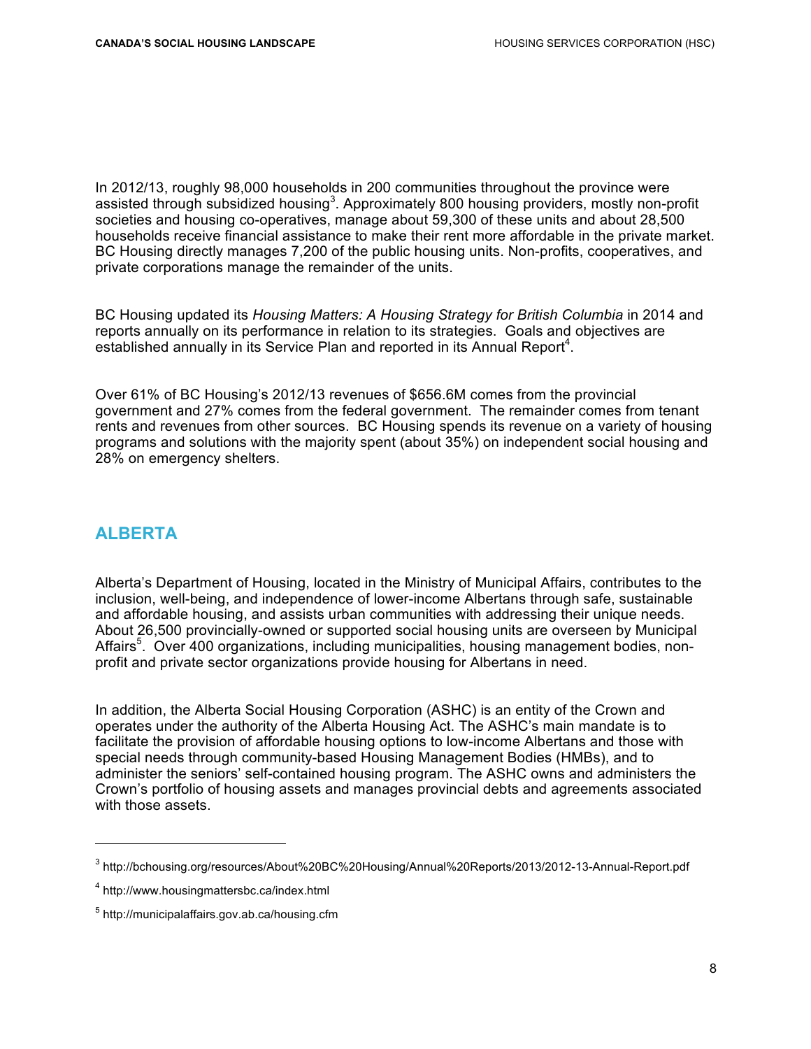In 2012/13, roughly 98,000 households in 200 communities throughout the province were assisted through subsidized housing[3]. Approximately 800 housing providers, mostly non-profit societies and housing co-operatives, manage about 59,300 of these units and about 28,500 households receive financial assistance to make their rent more affordable in the private market. BC Housing directly manages 7,200 of the public housing units. Non-profits, cooperatives, and private corporations manage the remainder of the units.

BC Housing updated its *Housing Matters: A Housing Strategy for British Columbia* in 2014 and reports annually on its performance in relation to its strategies. Goals and objectives are established annually in its Service Plan and reported in its Annual Report[4].

Over 61% of BC Housing's 2012/13 revenues of $656.6M comes from the provincial government and 27% comes from the federal government. The remainder comes from tenant rents and revenues from other sources. BC Housing spends its revenue on a variety of housing programs and solutions with the majority spent (about 35%) on independent social housing and 28% on emergency shelters.

## ALBERTA

Alberta's Department of Housing, located in the Ministry of Municipal Affairs, contributes to the inclusion, well-being, and independence of lower-income Albertans through safe, sustainable and affordable housing, and assists urban communities with addressing their unique needs. About 26,500 provincially-owned or supported social housing units are overseen by Municipal Affairs[5]. Over 400 organizations, including municipalities, housing management bodies, non-profit and private sector organizations provide housing for Albertans in need.

In addition, the Alberta Social Housing Corporation (ASHC) is an entity of the Crown and operates under the authority of the Alberta Housing Act. The ASHC's main mandate is to facilitate the provision of affordable housing options to low-income Albertans and those with special needs through community-based Housing Management Bodies (HMBs), and to administer the seniors' self-contained housing program. The ASHC owns and administers the Crown's portfolio of housing assets and manages provincial debts and agreements associated with those assets.

---

[3] http://bchousing.org/resources/About%20BC%20Housing/Annual%20Reports/2013/2012-13-Annual-Report.pdf

[4] http://www.housingmattersbc.ca/index.html

[5] http://municipalaffairs.gov.ab.ca/housing.cfm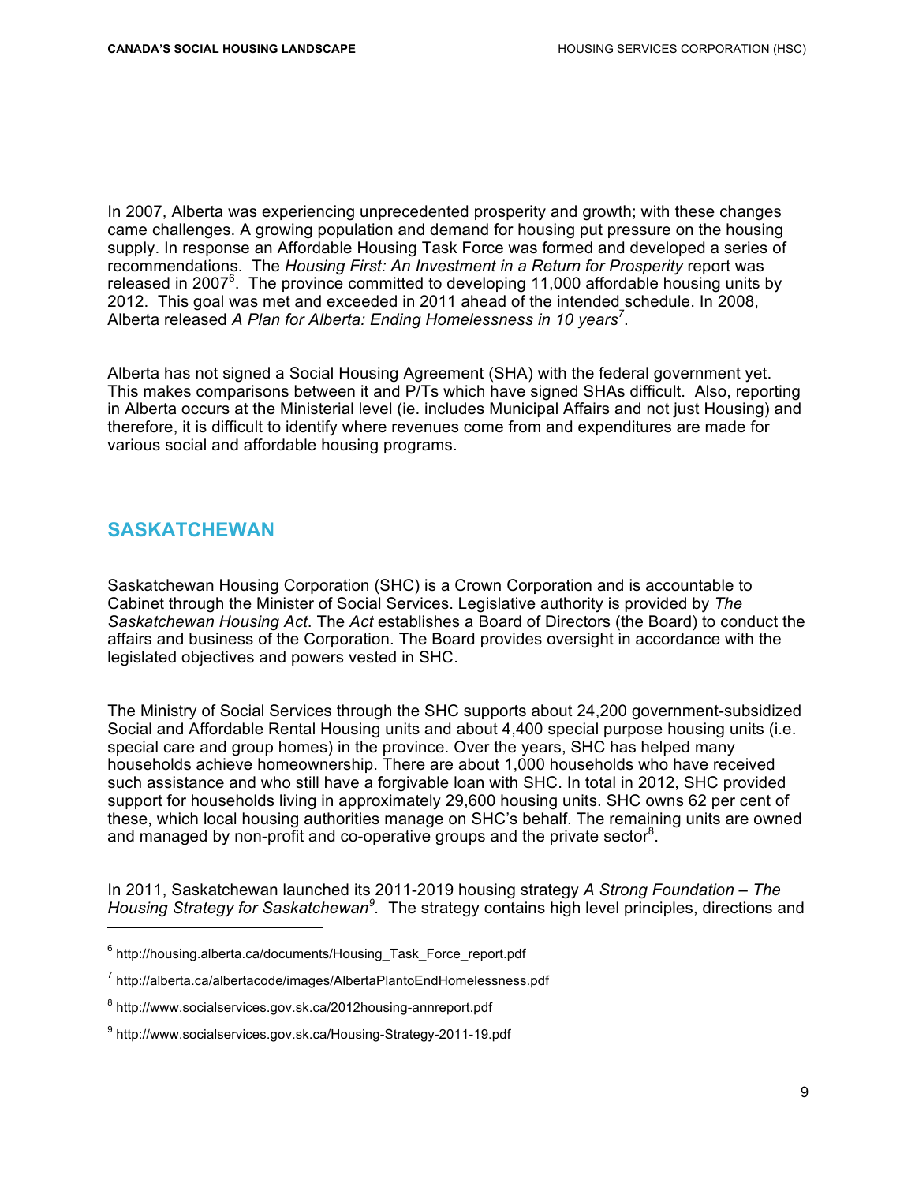In 2007, Alberta was experiencing unprecedented prosperity and growth; with these changes came challenges. A growing population and demand for housing put pressure on the housing supply. In response an Affordable Housing Task Force was formed and developed a series of recommendations. The *Housing First: An Investment in a Return for Prosperity* report was released in 2007[6]. The province committed to developing 11,000 affordable housing units by 2012. This goal was met and exceeded in 2011 ahead of the intended schedule. In 2008, Alberta released *A Plan for Alberta: Ending Homelessness in 10 years*[7].

Alberta has not signed a Social Housing Agreement (SHA) with the federal government yet. This makes comparisons between it and P/Ts which have signed SHAs difficult. Also, reporting in Alberta occurs at the Ministerial level (ie. includes Municipal Affairs and not just Housing) and therefore, it is difficult to identify where revenues come from and expenditures are made for various social and affordable housing programs.

## SASKATCHEWAN

Saskatchewan Housing Corporation (SHC) is a Crown Corporation and is accountable to Cabinet through the Minister of Social Services. Legislative authority is provided by *The Saskatchewan Housing Act*. The *Act* establishes a Board of Directors (the Board) to conduct the affairs and business of the Corporation. The Board provides oversight in accordance with the legislated objectives and powers vested in SHC.

The Ministry of Social Services through the SHC supports about 24,200 government-subsidized Social and Affordable Rental Housing units and about 4,400 special purpose housing units (i.e. special care and group homes) in the province. Over the years, SHC has helped many households achieve homeownership. There are about 1,000 households who have received such assistance and who still have a forgivable loan with SHC. In total in 2012, SHC provided support for households living in approximately 29,600 housing units. SHC owns 62 per cent of these, which local housing authorities manage on SHC's behalf. The remaining units are owned and managed by non-profit and co-operative groups and the private sector[8].

In 2011, Saskatchewan launched its 2011-2019 housing strategy *A Strong Foundation – The Housing Strategy for Saskatchewan*[9]. The strategy contains high level principles, directions and

[6] http://housing.alberta.ca/documents/Housing_Task_Force_report.pdf

[7] http://alberta.ca/albertacode/images/AlbertaPlantoEndHomelessness.pdf

[8] http://www.socialservices.gov.sk.ca/2012housing-annreport.pdf

[9] http://www.socialservices.gov.sk.ca/Housing-Strategy-2011-19.pdf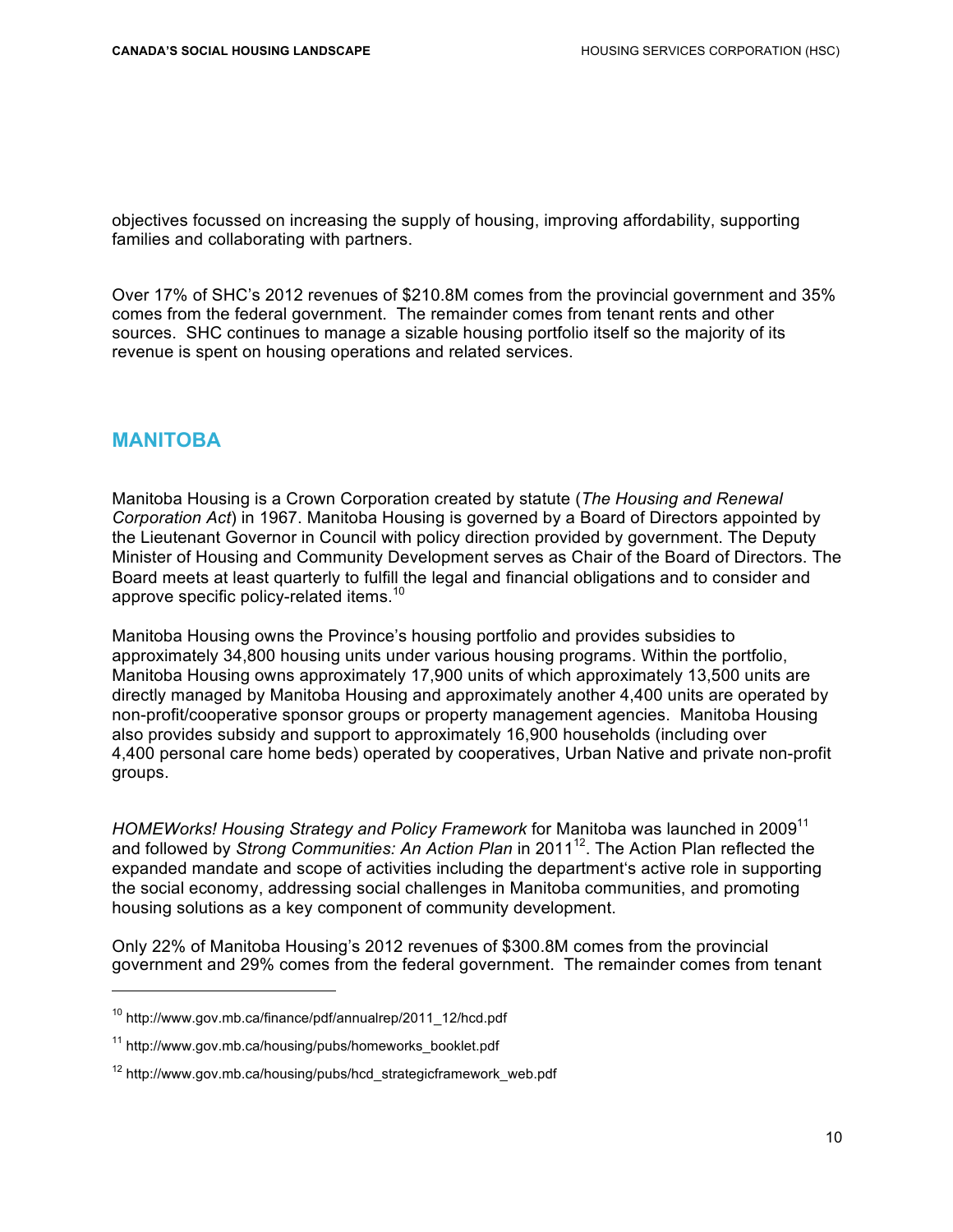objectives focussed on increasing the supply of housing, improving affordability, supporting families and collaborating with partners.

Over 17% of SHC's 2012 revenues of $210.8M comes from the provincial government and 35% comes from the federal government. The remainder comes from tenant rents and other sources. SHC continues to manage a sizable housing portfolio itself so the majority of its revenue is spent on housing operations and related services.

## MANITOBA

Manitoba Housing is a Crown Corporation created by statute (*The Housing and Renewal Corporation Act*) in 1967. Manitoba Housing is governed by a Board of Directors appointed by the Lieutenant Governor in Council with policy direction provided by government. The Deputy Minister of Housing and Community Development serves as Chair of the Board of Directors. The Board meets at least quarterly to fulfill the legal and financial obligations and to consider and approve specific policy-related items.[10]

Manitoba Housing owns the Province's housing portfolio and provides subsidies to approximately 34,800 housing units under various housing programs. Within the portfolio, Manitoba Housing owns approximately 17,900 units of which approximately 13,500 units are directly managed by Manitoba Housing and approximately another 4,400 units are operated by non-profit/cooperative sponsor groups or property management agencies. Manitoba Housing also provides subsidy and support to approximately 16,900 households (including over 4,400 personal care home beds) operated by cooperatives, Urban Native and private non-profit groups.

*HOMEWorks! Housing Strategy and Policy Framework* for Manitoba was launched in 2009[11] and followed by *Strong Communities: An Action Plan* in 2011[12]. The Action Plan reflected the expanded mandate and scope of activities including the department's active role in supporting the social economy, addressing social challenges in Manitoba communities, and promoting housing solutions as a key component of community development.

Only 22% of Manitoba Housing's 2012 revenues of $300.8M comes from the provincial government and 29% comes from the federal government. The remainder comes from tenant

---

[10] http://www.gov.mb.ca/finance/pdf/annualrep/2011_12/hcd.pdf

[11] http://www.gov.mb.ca/housing/pubs/homeworks_booklet.pdf

[12] http://www.gov.mb.ca/housing/pubs/hcd_strategicframework_web.pdf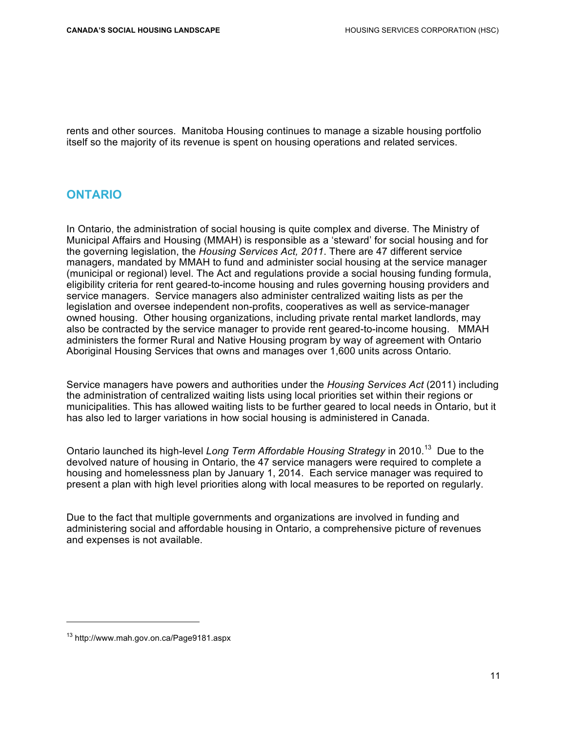rents and other sources. Manitoba Housing continues to manage a sizable housing portfolio itself so the majority of its revenue is spent on housing operations and related services.

## ONTARIO

In Ontario, the administration of social housing is quite complex and diverse. The Ministry of Municipal Affairs and Housing (MMAH) is responsible as a 'steward' for social housing and for the governing legislation, the *Housing Services Act, 2011*. There are 47 different service managers, mandated by MMAH to fund and administer social housing at the service manager (municipal or regional) level. The Act and regulations provide a social housing funding formula, eligibility criteria for rent geared-to-income housing and rules governing housing providers and service managers. Service managers also administer centralized waiting lists as per the legislation and oversee independent non-profits, cooperatives as well as service-manager owned housing. Other housing organizations, including private rental market landlords, may also be contracted by the service manager to provide rent geared-to-income housing. MMAH administers the former Rural and Native Housing program by way of agreement with Ontario Aboriginal Housing Services that owns and manages over 1,600 units across Ontario.

Service managers have powers and authorities under the *Housing Services Act* (2011) including the administration of centralized waiting lists using local priorities set within their regions or municipalities. This has allowed waiting lists to be further geared to local needs in Ontario, but it has also led to larger variations in how social housing is administered in Canada.

Ontario launched its high-level *Long Term Affordable Housing Strategy* in 2010.[13] Due to the devolved nature of housing in Ontario, the 47 service managers were required to complete a housing and homelessness plan by January 1, 2014. Each service manager was required to present a plan with high level priorities along with local measures to be reported on regularly.

Due to the fact that multiple governments and organizations are involved in funding and administering social and affordable housing in Ontario, a comprehensive picture of revenues and expenses is not available.

---

[13] http://www.mah.gov.on.ca/Page9181.aspx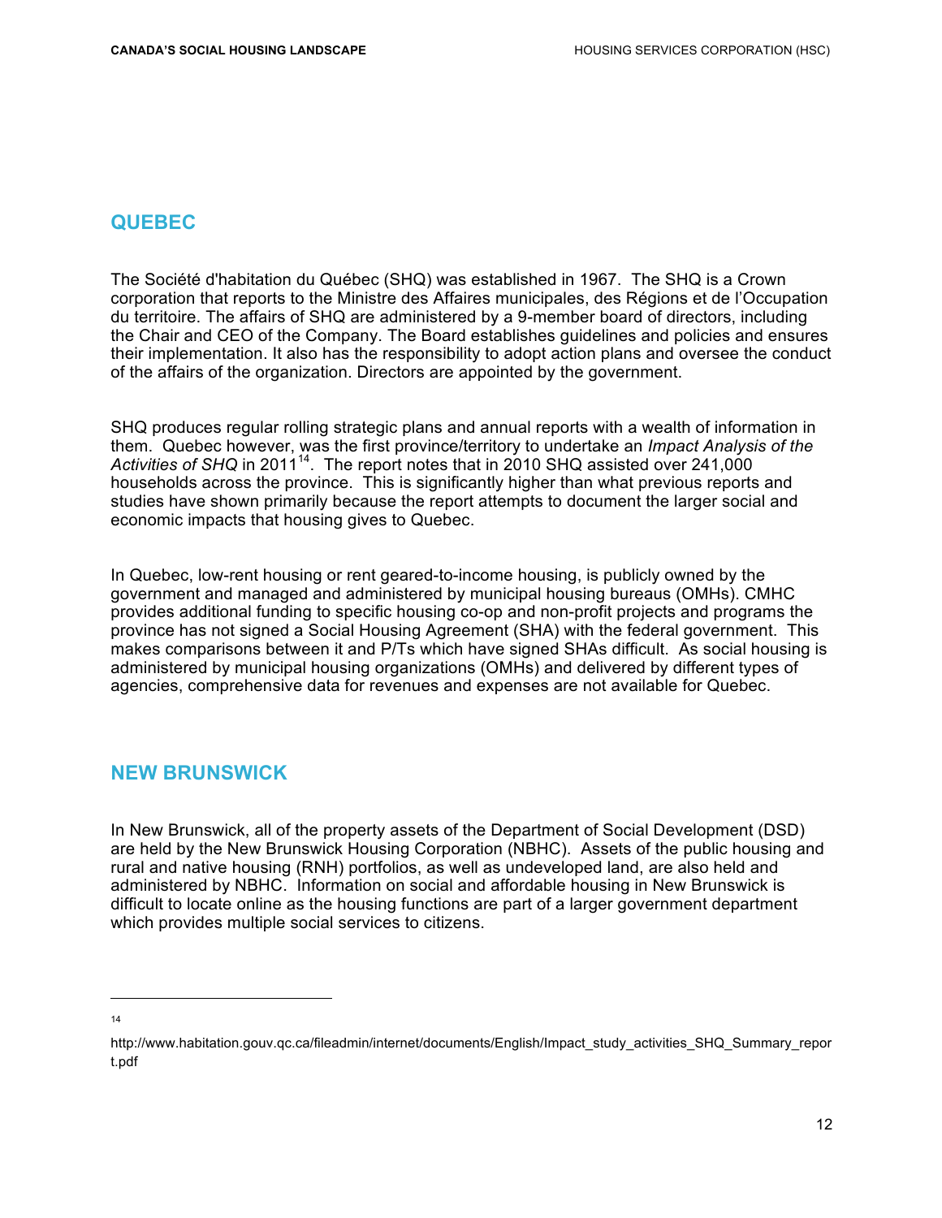## QUEBEC

The Société d'habitation du Québec (SHQ) was established in 1967. The SHQ is a Crown corporation that reports to the Ministre des Affaires municipales, des Régions et de l'Occupation du territoire. The affairs of SHQ are administered by a 9-member board of directors, including the Chair and CEO of the Company. The Board establishes guidelines and policies and ensures their implementation. It also has the responsibility to adopt action plans and oversee the conduct of the affairs of the organization. Directors are appointed by the government.

SHQ produces regular rolling strategic plans and annual reports with a wealth of information in them. Quebec however, was the first province/territory to undertake an *Impact Analysis of the Activities of SHQ* in 2011[14]. The report notes that in 2010 SHQ assisted over 241,000 households across the province. This is significantly higher than what previous reports and studies have shown primarily because the report attempts to document the larger social and economic impacts that housing gives to Quebec.

In Quebec, low-rent housing or rent geared-to-income housing, is publicly owned by the government and managed and administered by municipal housing bureaus (OMHs). CMHC provides additional funding to specific housing co-op and non-profit projects and programs the province has not signed a Social Housing Agreement (SHA) with the federal government. This makes comparisons between it and P/Ts which have signed SHAs difficult. As social housing is administered by municipal housing organizations (OMHs) and delivered by different types of agencies, comprehensive data for revenues and expenses are not available for Quebec.

## NEW BRUNSWICK

In New Brunswick, all of the property assets of the Department of Social Development (DSD) are held by the New Brunswick Housing Corporation (NBHC). Assets of the public housing and rural and native housing (RNH) portfolios, as well as undeveloped land, are also held and administered by NBHC. Information on social and affordable housing in New Brunswick is difficult to locate online as the housing functions are part of a larger government department which provides multiple social services to citizens.

---

[14] http://www.habitation.gouv.qc.ca/fileadmin/internet/documents/English/Impact_study_activities_SHQ_Summary_report.pdf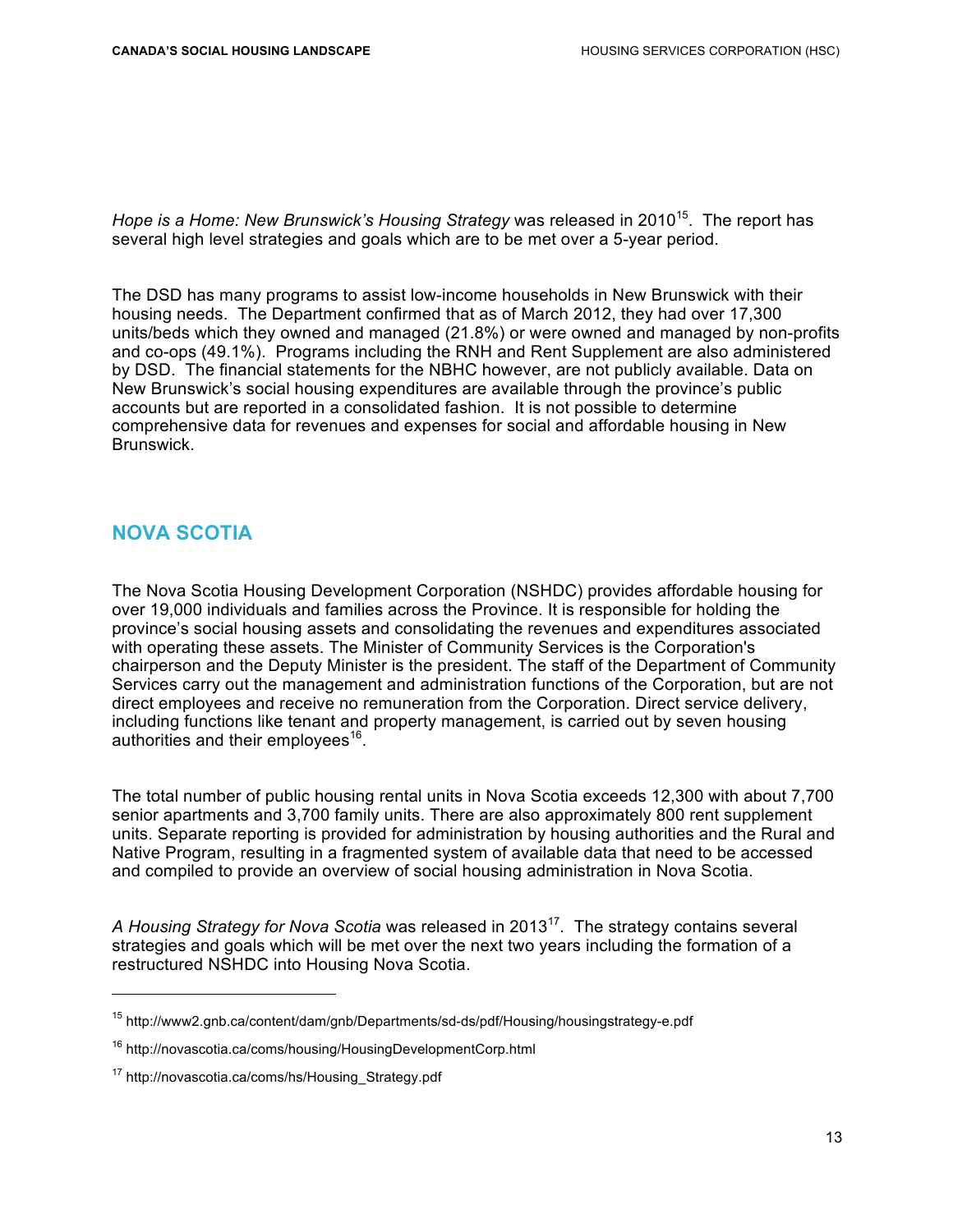*Hope is a Home: New Brunswick's Housing Strategy* was released in 2010[15]. The report has several high level strategies and goals which are to be met over a 5-year period.

The DSD has many programs to assist low-income households in New Brunswick with their housing needs. The Department confirmed that as of March 2012, they had over 17,300 units/beds which they owned and managed (21.8%) or were owned and managed by non-profits and co-ops (49.1%). Programs including the RNH and Rent Supplement are also administered by DSD. The financial statements for the NBHC however, are not publicly available. Data on New Brunswick's social housing expenditures are available through the province's public accounts but are reported in a consolidated fashion. It is not possible to determine comprehensive data for revenues and expenses for social and affordable housing in New Brunswick.

## NOVA SCOTIA

The Nova Scotia Housing Development Corporation (NSHDC) provides affordable housing for over 19,000 individuals and families across the Province. It is responsible for holding the province's social housing assets and consolidating the revenues and expenditures associated with operating these assets. The Minister of Community Services is the Corporation's chairperson and the Deputy Minister is the president. The staff of the Department of Community Services carry out the management and administration functions of the Corporation, but are not direct employees and receive no remuneration from the Corporation. Direct service delivery, including functions like tenant and property management, is carried out by seven housing authorities and their employees[16].

The total number of public housing rental units in Nova Scotia exceeds 12,300 with about 7,700 senior apartments and 3,700 family units. There are also approximately 800 rent supplement units. Separate reporting is provided for administration by housing authorities and the Rural and Native Program, resulting in a fragmented system of available data that need to be accessed and compiled to provide an overview of social housing administration in Nova Scotia.

*A Housing Strategy for Nova Scotia* was released in 2013[17]. The strategy contains several strategies and goals which will be met over the next two years including the formation of a restructured NSHDC into Housing Nova Scotia.

---

[15] http://www2.gnb.ca/content/dam/gnb/Departments/sd-ds/pdf/Housing/housingstrategy-e.pdf

[16] http://novascotia.ca/coms/housing/HousingDevelopmentCorp.html

[17] http://novascotia.ca/coms/hs/Housing_Strategy.pdf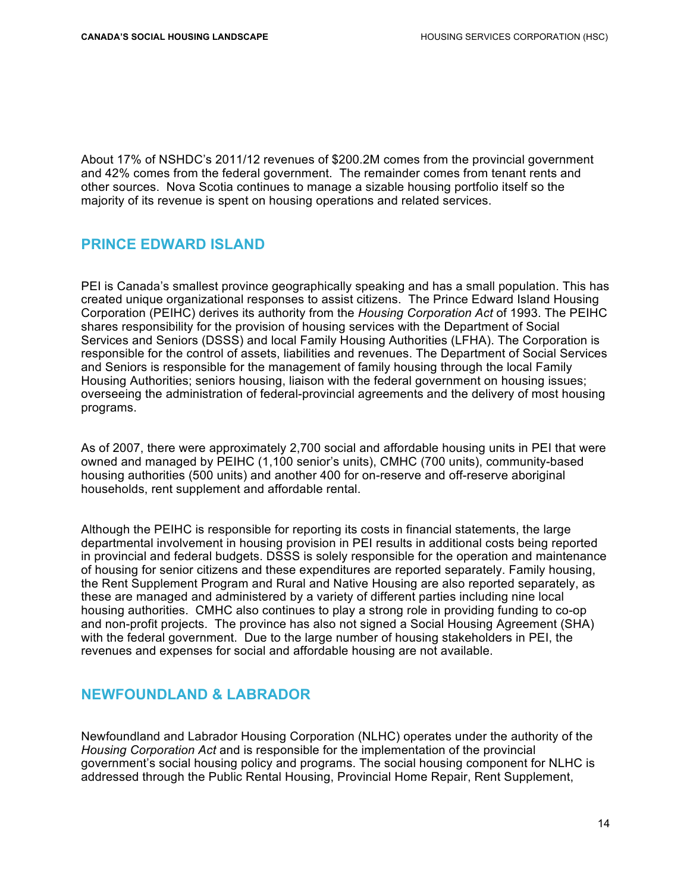About 17% of NSHDC's 2011/12 revenues of $200.2M comes from the provincial government and 42% comes from the federal government. The remainder comes from tenant rents and other sources. Nova Scotia continues to manage a sizable housing portfolio itself so the majority of its revenue is spent on housing operations and related services.

## PRINCE EDWARD ISLAND

PEI is Canada's smallest province geographically speaking and has a small population. This has created unique organizational responses to assist citizens. The Prince Edward Island Housing Corporation (PEIHC) derives its authority from the *Housing Corporation Act* of 1993. The PEIHC shares responsibility for the provision of housing services with the Department of Social Services and Seniors (DSSS) and local Family Housing Authorities (LFHA). The Corporation is responsible for the control of assets, liabilities and revenues. The Department of Social Services and Seniors is responsible for the management of family housing through the local Family Housing Authorities; seniors housing, liaison with the federal government on housing issues; overseeing the administration of federal-provincial agreements and the delivery of most housing programs.

As of 2007, there were approximately 2,700 social and affordable housing units in PEI that were owned and managed by PEIHC (1,100 senior's units), CMHC (700 units), community-based housing authorities (500 units) and another 400 for on-reserve and off-reserve aboriginal households, rent supplement and affordable rental.

Although the PEIHC is responsible for reporting its costs in financial statements, the large departmental involvement in housing provision in PEI results in additional costs being reported in provincial and federal budgets. DSSS is solely responsible for the operation and maintenance of housing for senior citizens and these expenditures are reported separately. Family housing, the Rent Supplement Program and Rural and Native Housing are also reported separately, as these are managed and administered by a variety of different parties including nine local housing authorities. CMHC also continues to play a strong role in providing funding to co-op and non-profit projects. The province has also not signed a Social Housing Agreement (SHA) with the federal government. Due to the large number of housing stakeholders in PEI, the revenues and expenses for social and affordable housing are not available.

## NEWFOUNDLAND & LABRADOR

Newfoundland and Labrador Housing Corporation (NLHC) operates under the authority of the *Housing Corporation Act* and is responsible for the implementation of the provincial government's social housing policy and programs. The social housing component for NLHC is addressed through the Public Rental Housing, Provincial Home Repair, Rent Supplement,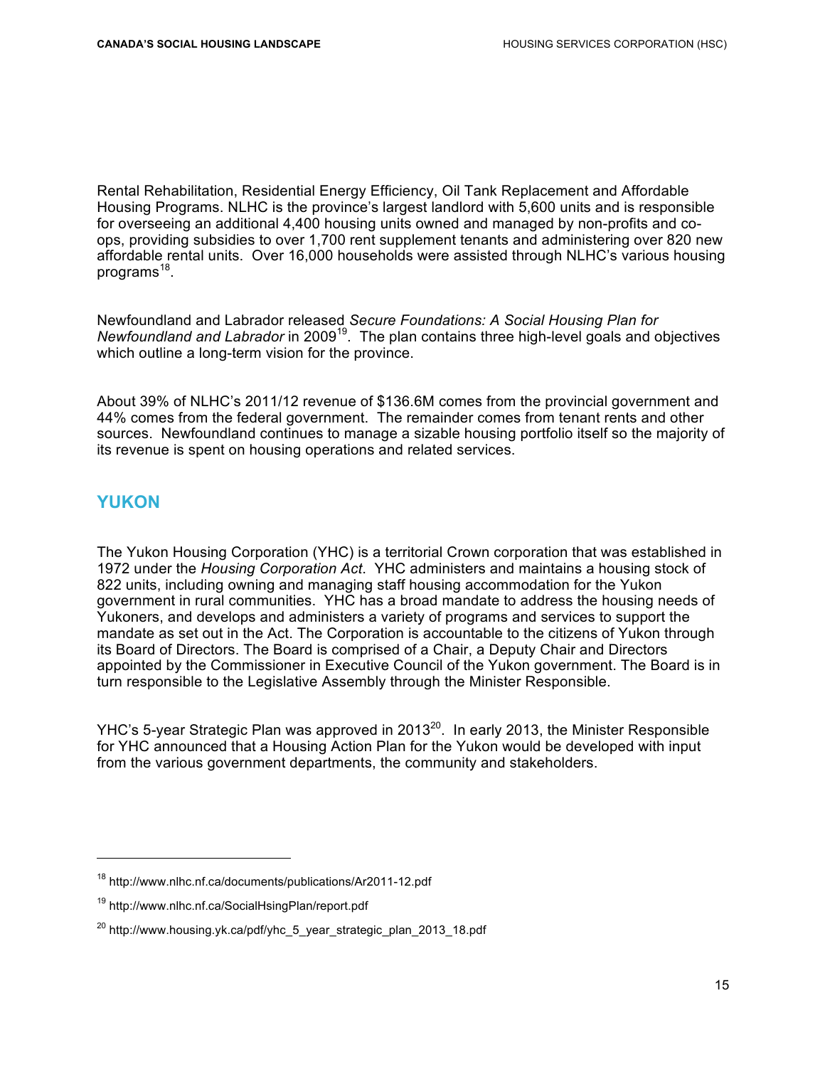Rental Rehabilitation, Residential Energy Efficiency, Oil Tank Replacement and Affordable Housing Programs. NLHC is the province's largest landlord with 5,600 units and is responsible for overseeing an additional 4,400 housing units owned and managed by non-profits and co-ops, providing subsidies to over 1,700 rent supplement tenants and administering over 820 new affordable rental units. Over 16,000 households were assisted through NLHC's various housing programs[18].

Newfoundland and Labrador released *Secure Foundations: A Social Housing Plan for Newfoundland and Labrador* in 2009[19]. The plan contains three high-level goals and objectives which outline a long-term vision for the province.

About 39% of NLHC's 2011/12 revenue of $136.6M comes from the provincial government and 44% comes from the federal government. The remainder comes from tenant rents and other sources. Newfoundland continues to manage a sizable housing portfolio itself so the majority of its revenue is spent on housing operations and related services.

## YUKON

The Yukon Housing Corporation (YHC) is a territorial Crown corporation that was established in 1972 under the *Housing Corporation Act*. YHC administers and maintains a housing stock of 822 units, including owning and managing staff housing accommodation for the Yukon government in rural communities. YHC has a broad mandate to address the housing needs of Yukoners, and develops and administers a variety of programs and services to support the mandate as set out in the Act. The Corporation is accountable to the citizens of Yukon through its Board of Directors. The Board is comprised of a Chair, a Deputy Chair and Directors appointed by the Commissioner in Executive Council of the Yukon government. The Board is in turn responsible to the Legislative Assembly through the Minister Responsible.

YHC's 5-year Strategic Plan was approved in 2013[20]. In early 2013, the Minister Responsible for YHC announced that a Housing Action Plan for the Yukon would be developed with input from the various government departments, the community and stakeholders.

---

[18] http://www.nlhc.nf.ca/documents/publications/Ar2011-12.pdf

[19] http://www.nlhc.nf.ca/SocialHsingPlan/report.pdf

[20] http://www.housing.yk.ca/pdf/yhc_5_year_strategic_plan_2013_18.pdf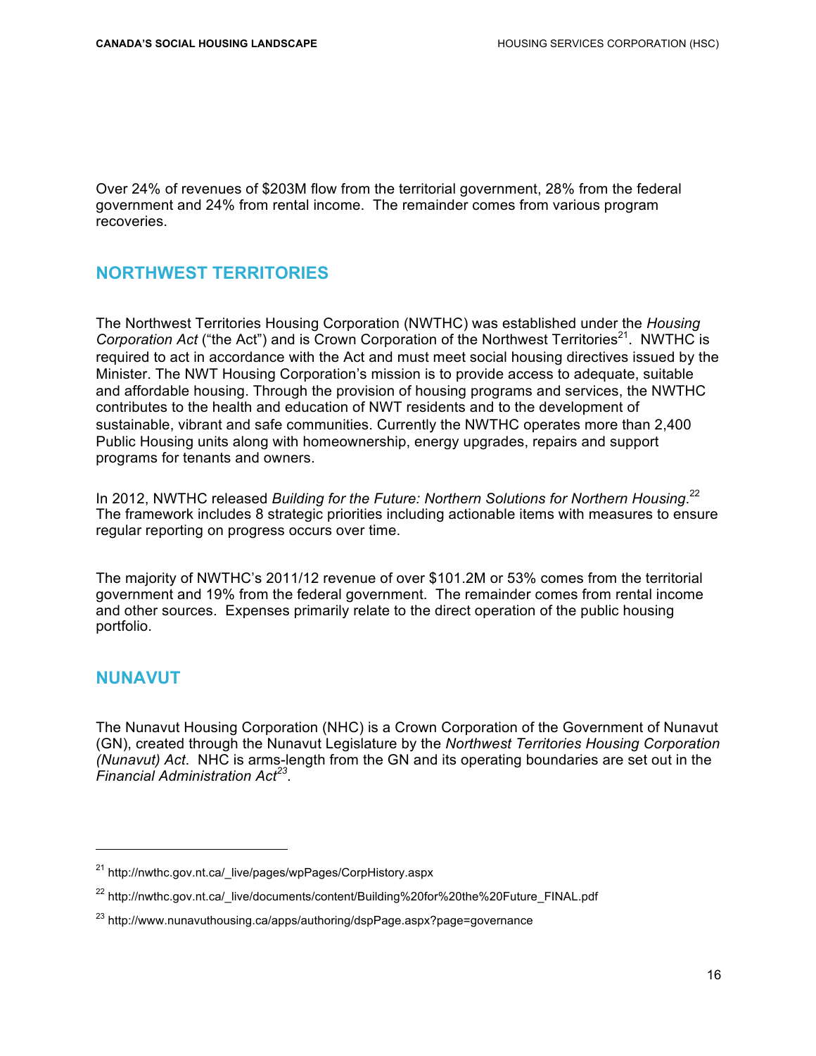Over 24% of revenues of $203M flow from the territorial government, 28% from the federal government and 24% from rental income. The remainder comes from various program recoveries.

## NORTHWEST TERRITORIES

The Northwest Territories Housing Corporation (NWTHC) was established under the *Housing Corporation Act* ("the Act") and is Crown Corporation of the Northwest Territories[21]. NWTHC is required to act in accordance with the Act and must meet social housing directives issued by the Minister. The NWT Housing Corporation's mission is to provide access to adequate, suitable and affordable housing. Through the provision of housing programs and services, the NWTHC contributes to the health and education of NWT residents and to the development of sustainable, vibrant and safe communities. Currently the NWTHC operates more than 2,400 Public Housing units along with homeownership, energy upgrades, repairs and support programs for tenants and owners.

In 2012, NWTHC released *Building for the Future: Northern Solutions for Northern Housing*.[22] The framework includes 8 strategic priorities including actionable items with measures to ensure regular reporting on progress occurs over time.

The majority of NWTHC's 2011/12 revenue of over $101.2M or 53% comes from the territorial government and 19% from the federal government. The remainder comes from rental income and other sources. Expenses primarily relate to the direct operation of the public housing portfolio.

## NUNAVUT

The Nunavut Housing Corporation (NHC) is a Crown Corporation of the Government of Nunavut (GN), created through the Nunavut Legislature by the *Northwest Territories Housing Corporation (Nunavut) Act*. NHC is arms-length from the GN and its operating boundaries are set out in the *Financial Administration Act*[23].

---

[21] http://nwthc.gov.nt.ca/_live/pages/wpPages/CorpHistory.aspx

[22] http://nwthc.gov.nt.ca/_live/documents/content/Building%20for%20the%20Future_FINAL.pdf

[23] http://www.nunavuthousing.ca/apps/authoring/dspPage.aspx?page=governance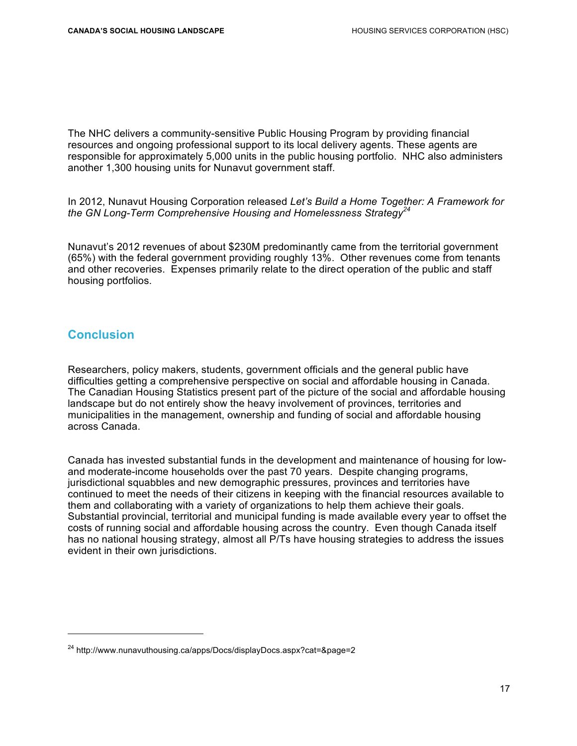The NHC delivers a community-sensitive Public Housing Program by providing financial resources and ongoing professional support to its local delivery agents. These agents are responsible for approximately 5,000 units in the public housing portfolio. NHC also administers another 1,300 housing units for Nunavut government staff.

In 2012, Nunavut Housing Corporation released *Let's Build a Home Together: A Framework for the GN Long-Term Comprehensive Housing and Homelessness Strategy*[24]

Nunavut's 2012 revenues of about $230M predominantly came from the territorial government (65%) with the federal government providing roughly 13%. Other revenues come from tenants and other recoveries. Expenses primarily relate to the direct operation of the public and staff housing portfolios.

## Conclusion

Researchers, policy makers, students, government officials and the general public have difficulties getting a comprehensive perspective on social and affordable housing in Canada. The Canadian Housing Statistics present part of the picture of the social and affordable housing landscape but do not entirely show the heavy involvement of provinces, territories and municipalities in the management, ownership and funding of social and affordable housing across Canada.

Canada has invested substantial funds in the development and maintenance of housing for low- and moderate-income households over the past 70 years. Despite changing programs, jurisdictional squabbles and new demographic pressures, provinces and territories have continued to meet the needs of their citizens in keeping with the financial resources available to them and collaborating with a variety of organizations to help them achieve their goals. Substantial provincial, territorial and municipal funding is made available every year to offset the costs of running social and affordable housing across the country. Even though Canada itself has no national housing strategy, almost all P/Ts have housing strategies to address the issues evident in their own jurisdictions.

---

[24] http://www.nunavuthousing.ca/apps/Docs/displayDocs.aspx?cat=&page=2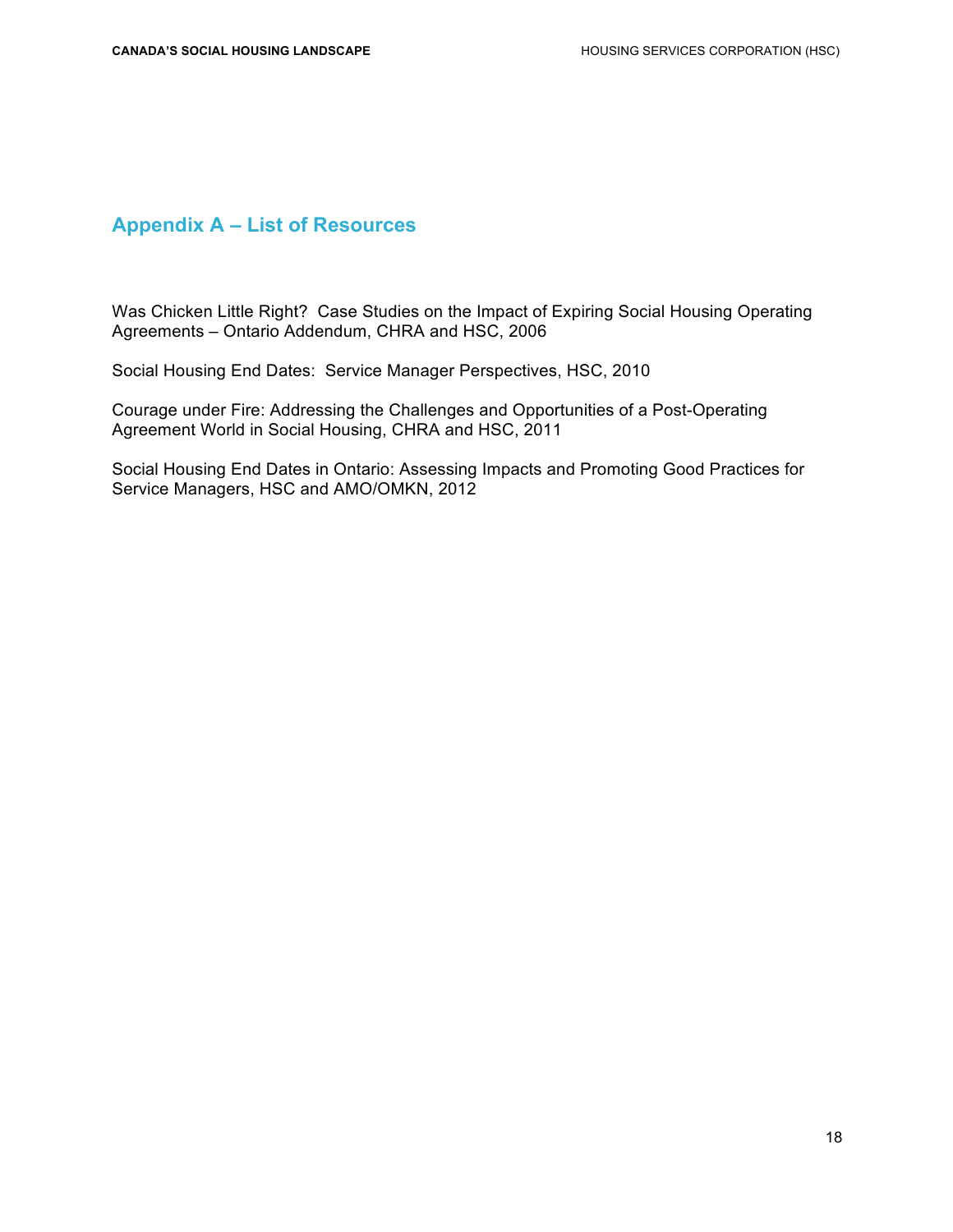## Appendix A – List of Resources

Was Chicken Little Right? Case Studies on the Impact of Expiring Social Housing Operating Agreements – Ontario Addendum, CHRA and HSC, 2006

Social Housing End Dates: Service Manager Perspectives, HSC, 2010

Courage under Fire: Addressing the Challenges and Opportunities of a Post-Operating Agreement World in Social Housing, CHRA and HSC, 2011

Social Housing End Dates in Ontario: Assessing Impacts and Promoting Good Practices for Service Managers, HSC and AMO/OMKN, 2012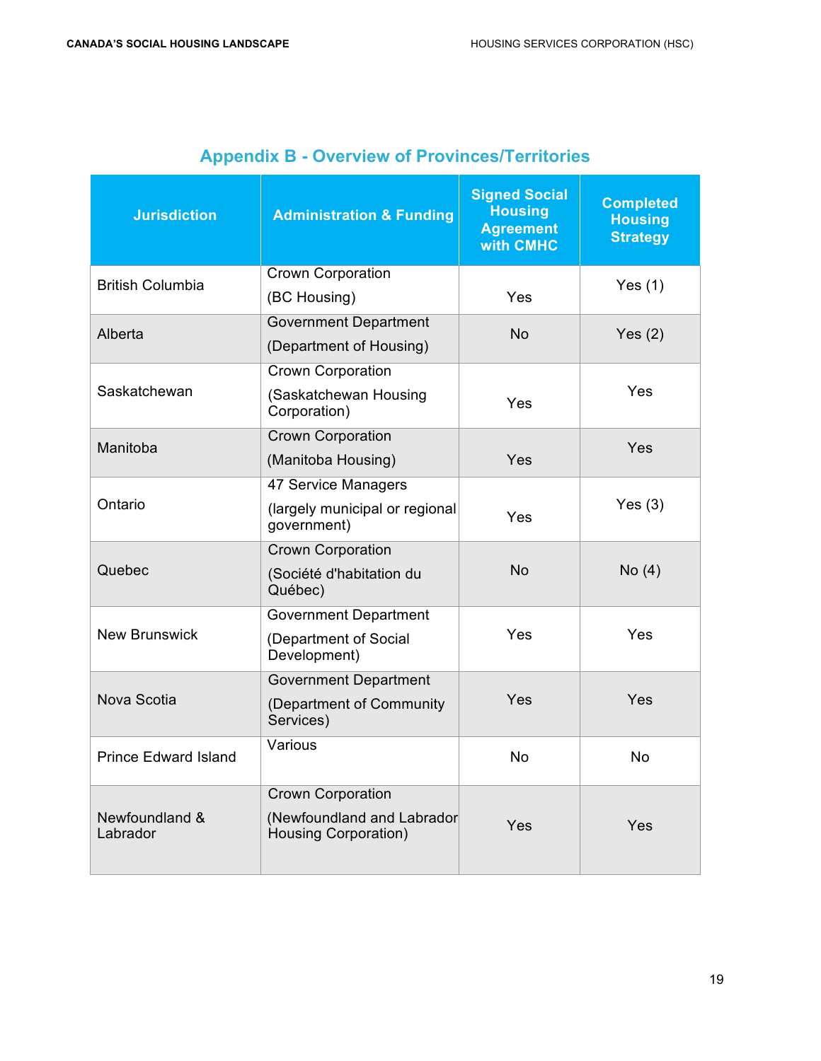## Appendix B - Overview of Provinces/Territories

| Jurisdiction | Administration & Funding | Signed Social Housing Agreement with CMHC | Completed Housing Strategy |
|---|---|---|---|
| British Columbia | Crown Corporation (BC Housing) | Yes | Yes (1) |
| Alberta | Government Department (Department of Housing) | No | Yes (2) |
| Saskatchewan | Crown Corporation (Saskatchewan Housing Corporation) | Yes | Yes |
| Manitoba | Crown Corporation (Manitoba Housing) | Yes | Yes |
| Ontario | 47 Service Managers (largely municipal or regional government) | Yes | Yes (3) |
| Quebec | Crown Corporation (Société d'habitation du Québec) | No | No (4) |
| New Brunswick | Government Department (Department of Social Development) | Yes | Yes |
| Nova Scotia | Government Department (Department of Community Services) | Yes | Yes |
| Prince Edward Island | Various | No | No |
| Newfoundland & Labrador | Crown Corporation (Newfoundland and Labrador Housing Corporation) | Yes | Yes |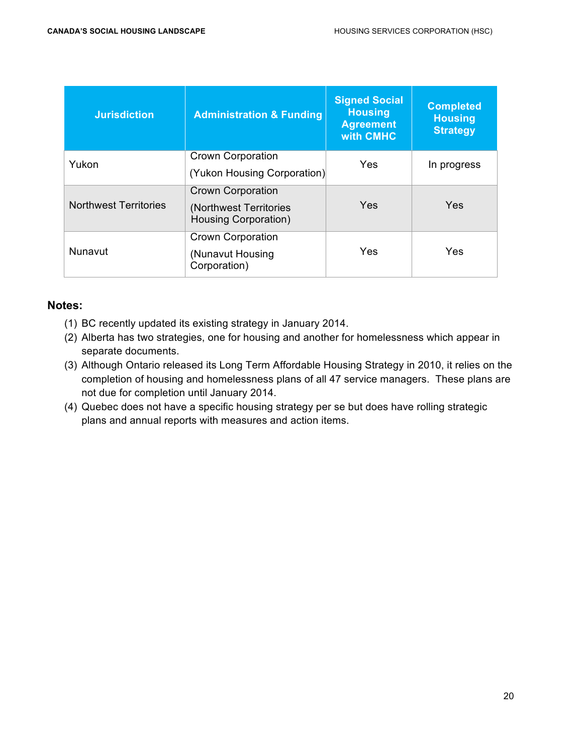| Jurisdiction | Administration & Funding | Signed Social Housing Agreement with CMHC | Completed Housing Strategy |
|---|---|---|---|
| Yukon | Crown Corporation (Yukon Housing Corporation) | Yes | In progress |
| Northwest Territories | Crown Corporation (Northwest Territories Housing Corporation) | Yes | Yes |
| Nunavut | Crown Corporation (Nunavut Housing Corporation) | Yes | Yes |

**Notes:**

(1) BC recently updated its existing strategy in January 2014.

(2) Alberta has two strategies, one for housing and another for homelessness which appear in separate documents.

(3) Although Ontario released its Long Term Affordable Housing Strategy in 2010, it relies on the completion of housing and homelessness plans of all 47 service managers. These plans are not due for completion until January 2014.

(4) Quebec does not have a specific housing strategy per se but does have rolling strategic plans and annual reports with measures and action items.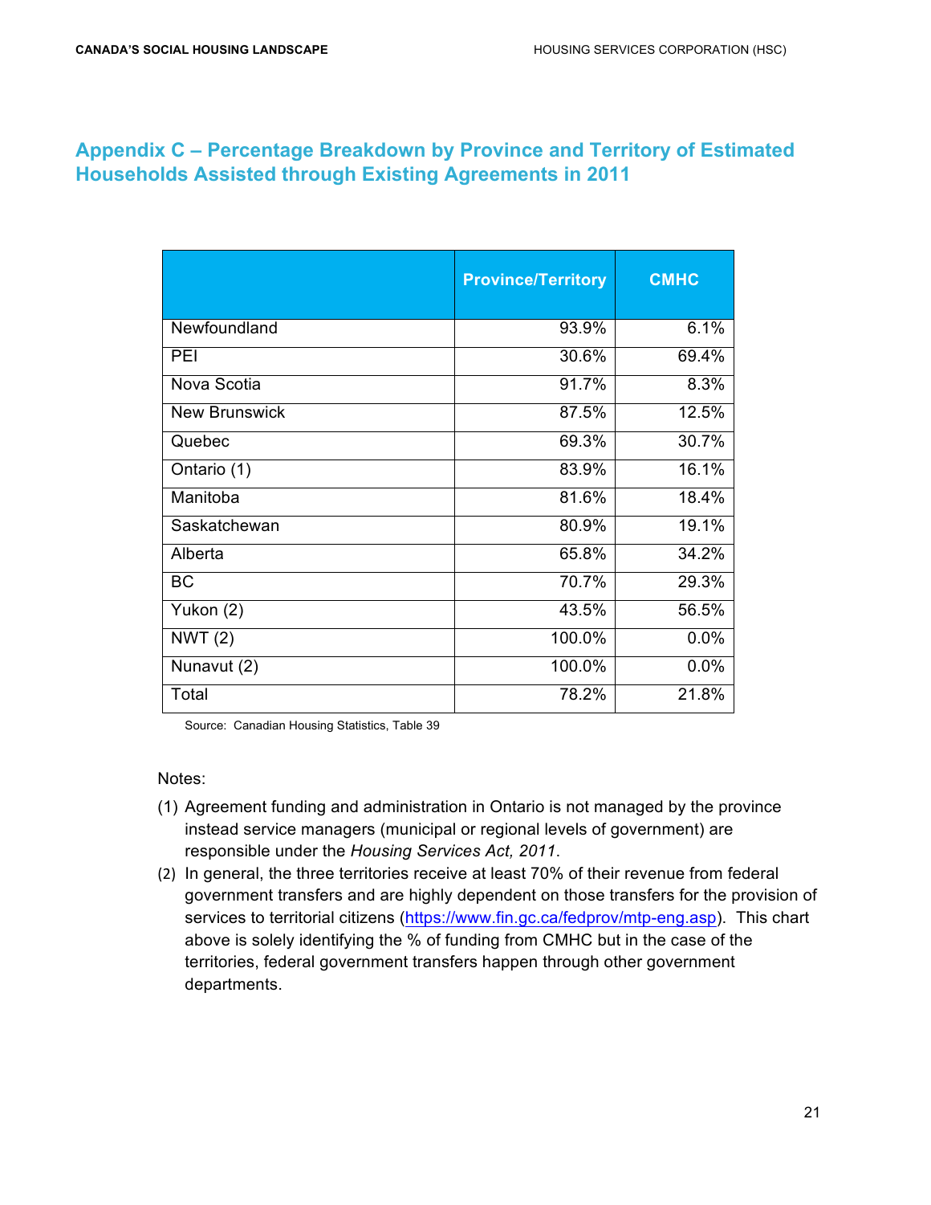## Appendix C – Percentage Breakdown by Province and Territory of Estimated Households Assisted through Existing Agreements in 2011

| | Province/Territory | CMHC |
|---|---|---|
| Newfoundland | 93.9% | 6.1% |
| PEI | 30.6% | 69.4% |
| Nova Scotia | 91.7% | 8.3% |
| New Brunswick | 87.5% | 12.5% |
| Quebec | 69.3% | 30.7% |
| Ontario (1) | 83.9% | 16.1% |
| Manitoba | 81.6% | 18.4% |
| Saskatchewan | 80.9% | 19.1% |
| Alberta | 65.8% | 34.2% |
| BC | 70.7% | 29.3% |
| Yukon (2) | 43.5% | 56.5% |
| NWT (2) | 100.0% | 0.0% |
| Nunavut (2) | 100.0% | 0.0% |
| Total | 78.2% | 21.8% |

Source: Canadian Housing Statistics, Table 39

Notes:

(1) Agreement funding and administration in Ontario is not managed by the province instead service managers (municipal or regional levels of government) are responsible under the *Housing Services Act, 2011*.

(2) In general, the three territories receive at least 70% of their revenue from federal government transfers and are highly dependent on those transfers for the provision of services to territorial citizens (https://www.fin.gc.ca/fedprov/mtp-eng.asp). This chart above is solely identifying the % of funding from CMHC but in the case of the territories, federal government transfers happen through other government departments.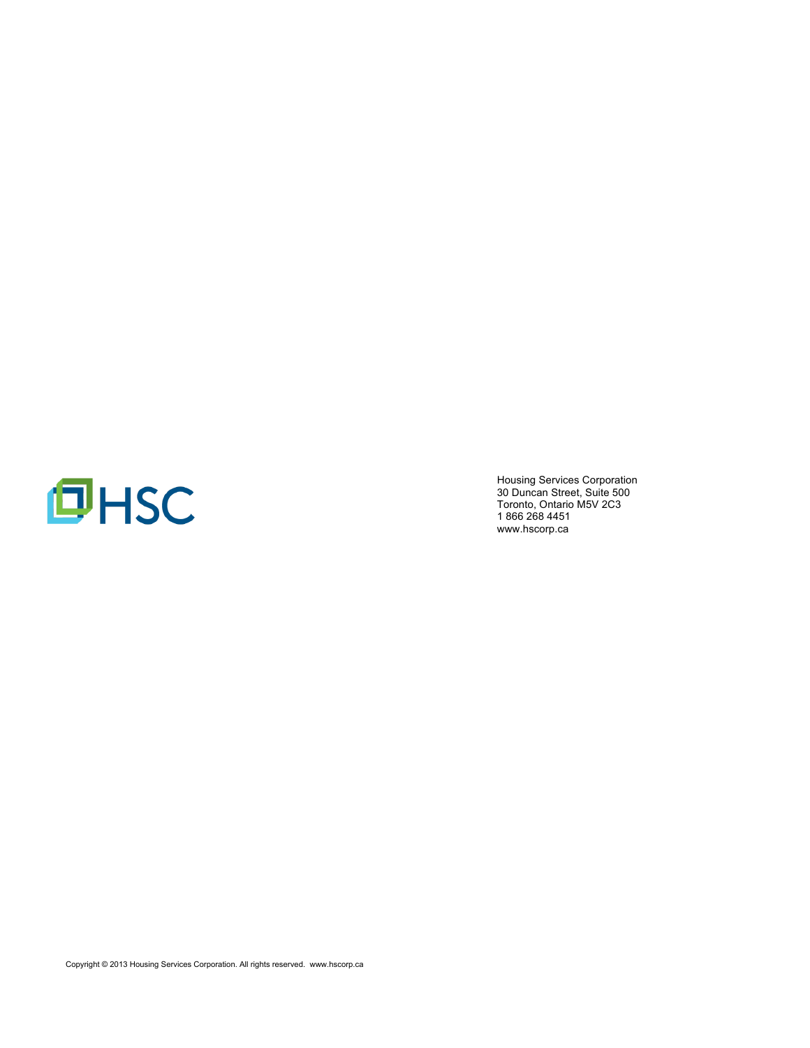HSC

Housing Services Corporation
30 Duncan Street, Suite 500
Toronto, Ontario M5V 2C3
1 866 268 4451
www.hscorp.ca

Copyright © 2013 Housing Services Corporation. All rights reserved. www.hscorp.ca